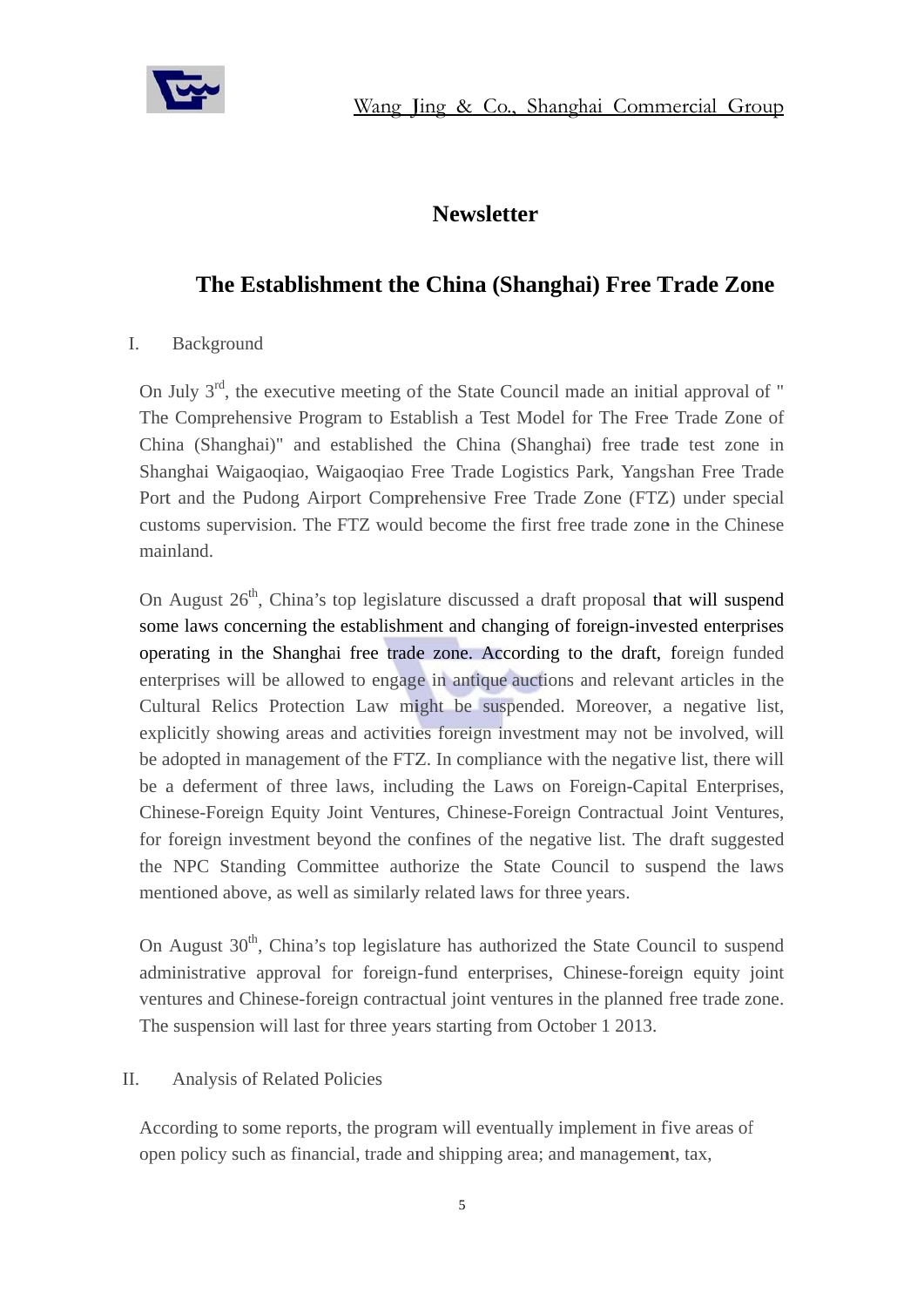# Newsletter

## The Establishment the China (Shanghai) Free Trade Zone

I. Background

On July 3rd, the executive meeting of the State Council made an initial approval of " The Comprehensive Program to Establish a Test Model for The Free Trade Zone of China (Shanghai)" and established the China (Shanghai) free trade test zone in Shanghai Waigaoqiao, Waigaoqiao Free Trade Logistics Park, Yangshan Free Trade Port and the Pudong Airport Comprehensive Free Trade Zone (FTZ) under special customs supervision. The FTZ would become the first free trade zone in the Chinese mainland.

On August 26th, China's top legislature discussed a draft proposal that will suspend some laws concerning the establishment and changing of foreign-invested enterprises operating in the Shanghai free trade zone. According to the draft, foreign funded enterprises will be allowed to engage in antique auctions and relevant articles in the Cultural Relics Protection Law might be suspended. Moreover, a negative list, explicitly showing areas and activities foreign investment may not be involved, will be adopted in management of the FTZ. In compliance with the negative list, there will be a deferment of three laws, including the Laws on Foreign-Capital Enterprises, Chinese-Foreign Equity Joint Ventures, Chinese-Foreign Contractual Joint Ventures, for foreign investment beyond the confines of the negative list. The draft suggested the NPC Standing Committee authorize the State Council to suspend the laws mentioned above, as well as similarly related laws for three years.

On August 30th, China's top legislature has authorized the State Council to suspend administrative approval for foreign-fund enterprises, Chinese-foreign equity joint ventures and Chinese-foreign contractual joint ventures in the planned free trade zone. The suspension will last for three years starting from October 1 2013.

II. Analysis of Related Policies

According to some reports, the program will eventually implement in five areas of open policy such as financial, trade and shipping area; and management, tax,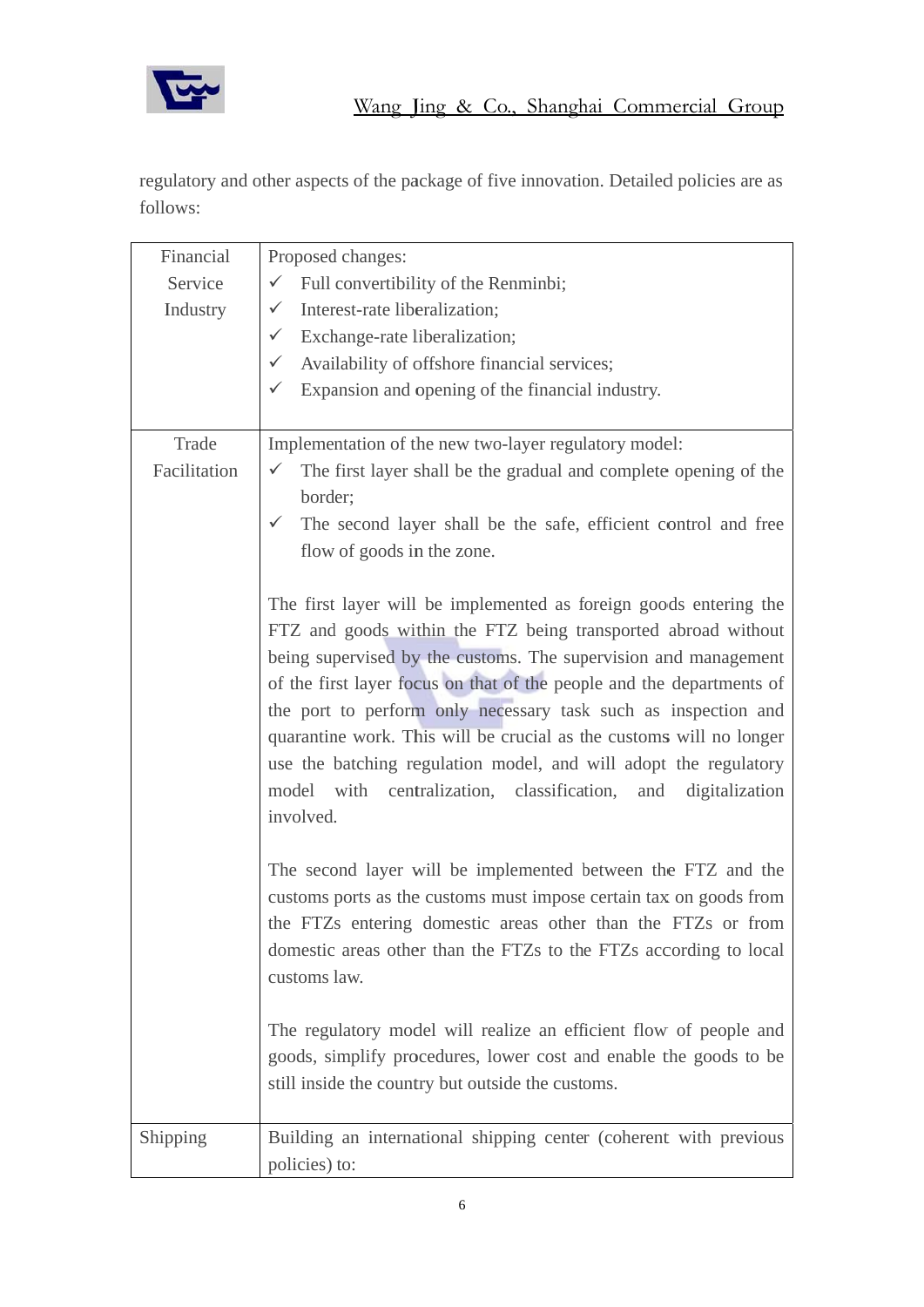regulatory and other aspects of the package of five innovation. Detailed policies are as follows:

| Financial Service Industry | Proposed changes:<br>✓ Full convertibility of the Renminbi;<br>✓ Interest-rate liberalization;<br>✓ Exchange-rate liberalization;<br>✓ Availability of offshore financial services;<br>✓ Expansion and opening of the financial industry. |
|---|---|
| Trade Facilitation | Implementation of the new two-layer regulatory model:<br>✓ The first layer shall be the gradual and complete opening of the border;<br>✓ The second layer shall be the safe, efficient control and free flow of goods in the zone.<br><br>The first layer will be implemented as foreign goods entering the FTZ and goods within the FTZ being transported abroad without being supervised by the customs. The supervision and management of the first layer focus on that of the people and the departments of the port to perform only necessary task such as inspection and quarantine work. This will be crucial as the customs will no longer use the batching regulation model, and will adopt the regulatory model with centralization, classification, and digitalization involved.<br><br>The second layer will be implemented between the FTZ and the customs ports as the customs must impose certain tax on goods from the FTZs entering domestic areas other than the FTZs or from domestic areas other than the FTZs to the FTZs according to local customs law.<br><br>The regulatory model will realize an efficient flow of people and goods, simplify procedures, lower cost and enable the goods to be still inside the country but outside the customs. |
| Shipping | Building an international shipping center (coherent with previous policies) to: |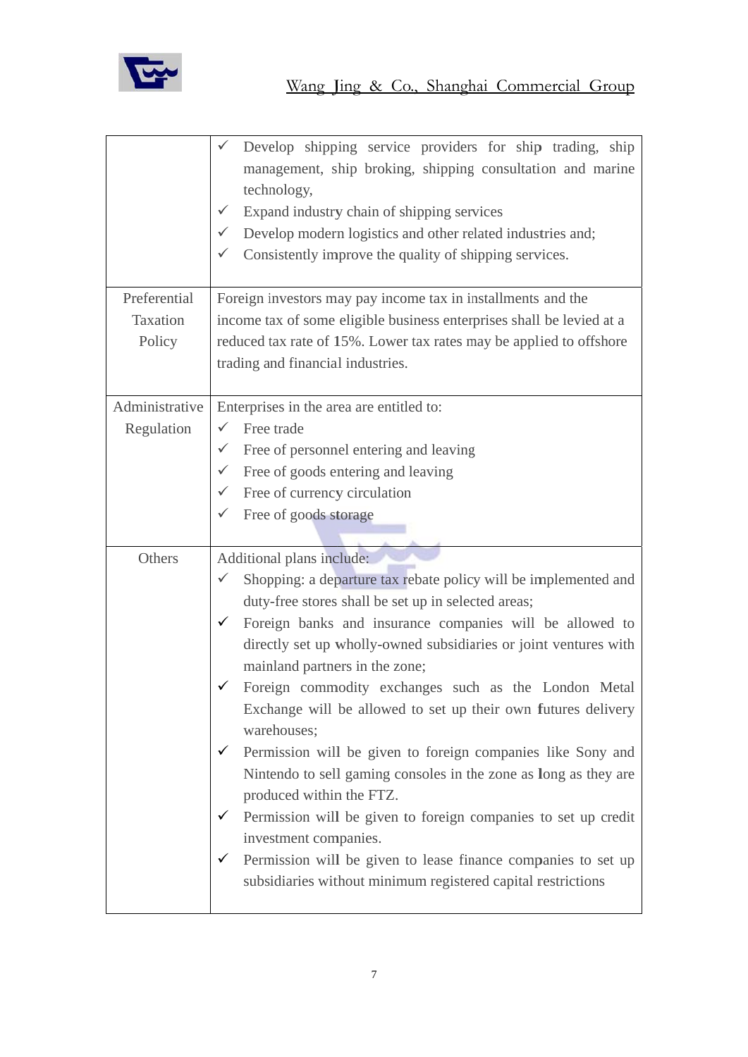| | |
|---|---|
| | ✓ Develop shipping service providers for ship trading, ship management, ship broking, shipping consultation and marine technology,<br>✓ Expand industry chain of shipping services<br>✓ Develop modern logistics and other related industries and;<br>✓ Consistently improve the quality of shipping services. |
| Preferential Taxation Policy | Foreign investors may pay income tax in installments and the income tax of some eligible business enterprises shall be levied at a reduced tax rate of 15%. Lower tax rates may be applied to offshore trading and financial industries. |
| Administrative Regulation | Enterprises in the area are entitled to:<br>✓ Free trade<br>✓ Free of personnel entering and leaving<br>✓ Free of goods entering and leaving<br>✓ Free of currency circulation<br>✓ Free of goods storage |
| Others | Additional plans include:<br>✓ Shopping: a departure tax rebate policy will be implemented and duty-free stores shall be set up in selected areas;<br>✓ Foreign banks and insurance companies will be allowed to directly set up wholly-owned subsidiaries or joint ventures with mainland partners in the zone;<br>✓ Foreign commodity exchanges such as the London Metal Exchange will be allowed to set up their own futures delivery warehouses;<br>✓ Permission will be given to foreign companies like Sony and Nintendo to sell gaming consoles in the zone as long as they are produced within the FTZ.<br>✓ Permission will be given to foreign companies to set up credit investment companies.<br>✓ Permission will be given to lease finance companies to set up subsidiaries without minimum registered capital restrictions |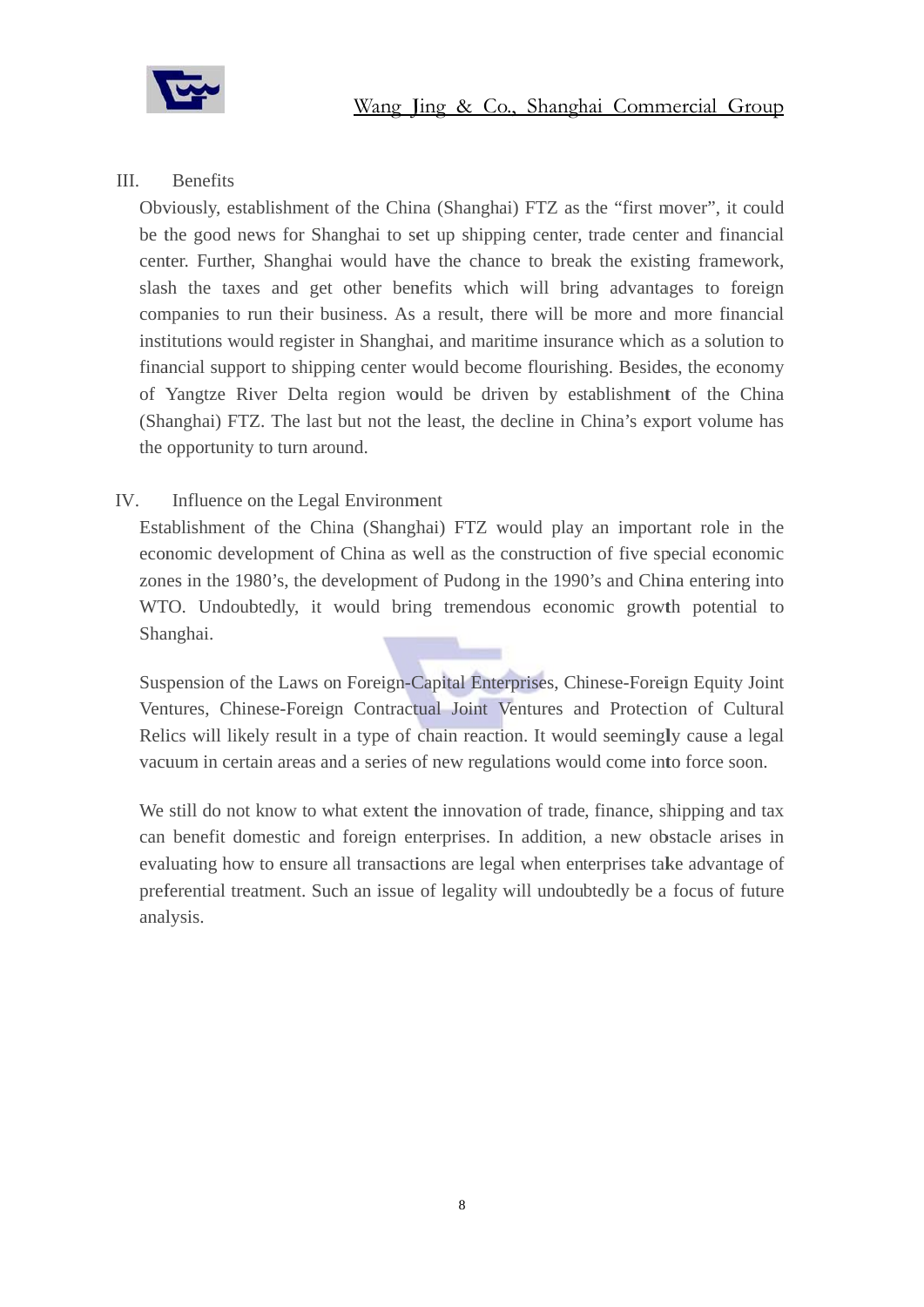## III. Benefits

Obviously, establishment of the China (Shanghai) FTZ as the "first mover", it could be the good news for Shanghai to set up shipping center, trade center and financial center. Further, Shanghai would have the chance to break the existing framework, slash the taxes and get other benefits which will bring advantages to foreign companies to run their business. As a result, there will be more and more financial institutions would register in Shanghai, and maritime insurance which as a solution to financial support to shipping center would become flourishing. Besides, the economy of Yangtze River Delta region would be driven by establishment of the China (Shanghai) FTZ. The last but not the least, the decline in China's export volume has the opportunity to turn around.

## IV. Influence on the Legal Environment

Establishment of the China (Shanghai) FTZ would play an important role in the economic development of China as well as the construction of five special economic zones in the 1980's, the development of Pudong in the 1990's and China entering into WTO. Undoubtedly, it would bring tremendous economic growth potential to Shanghai.

Suspension of the Laws on Foreign-Capital Enterprises, Chinese-Foreign Equity Joint Ventures, Chinese-Foreign Contractual Joint Ventures and Protection of Cultural Relics will likely result in a type of chain reaction. It would seemingly cause a legal vacuum in certain areas and a series of new regulations would come into force soon.

We still do not know to what extent the innovation of trade, finance, shipping and tax can benefit domestic and foreign enterprises. In addition, a new obstacle arises in evaluating how to ensure all transactions are legal when enterprises take advantage of preferential treatment. Such an issue of legality will undoubtedly be a focus of future analysis.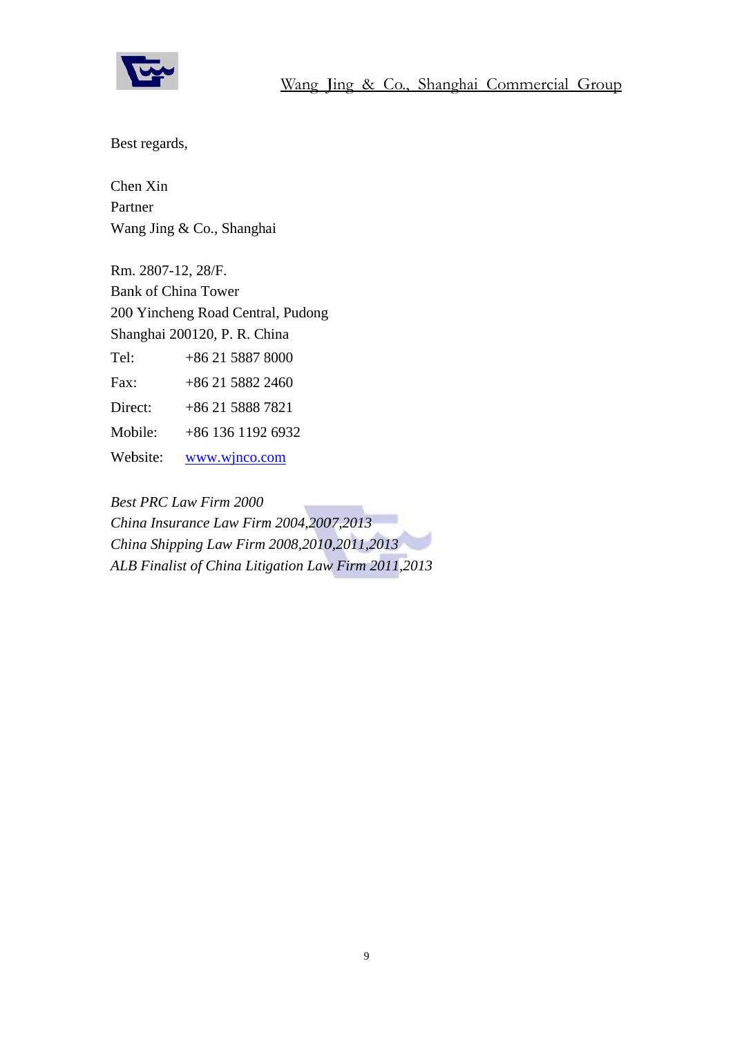Best regards,

Chen Xin
Partner
Wang Jing & Co., Shanghai

Rm. 2807-12, 28/F.
Bank of China Tower
200 Yincheng Road Central, Pudong
Shanghai 200120, P. R. China

| | |
|---|---|
| Tel: | +86 21 5887 8000 |
| Fax: | +86 21 5882 2460 |
| Direct: | +86 21 5888 7821 |
| Mobile: | +86 136 1192 6932 |
| Website: | www.wjnco.com |

*Best PRC Law Firm 2000*
*China Insurance Law Firm 2004,2007,2013*
*China Shipping Law Firm 2008,2010,2011,2013*
*ALB Finalist of China Litigation Law Firm 2011,2013*